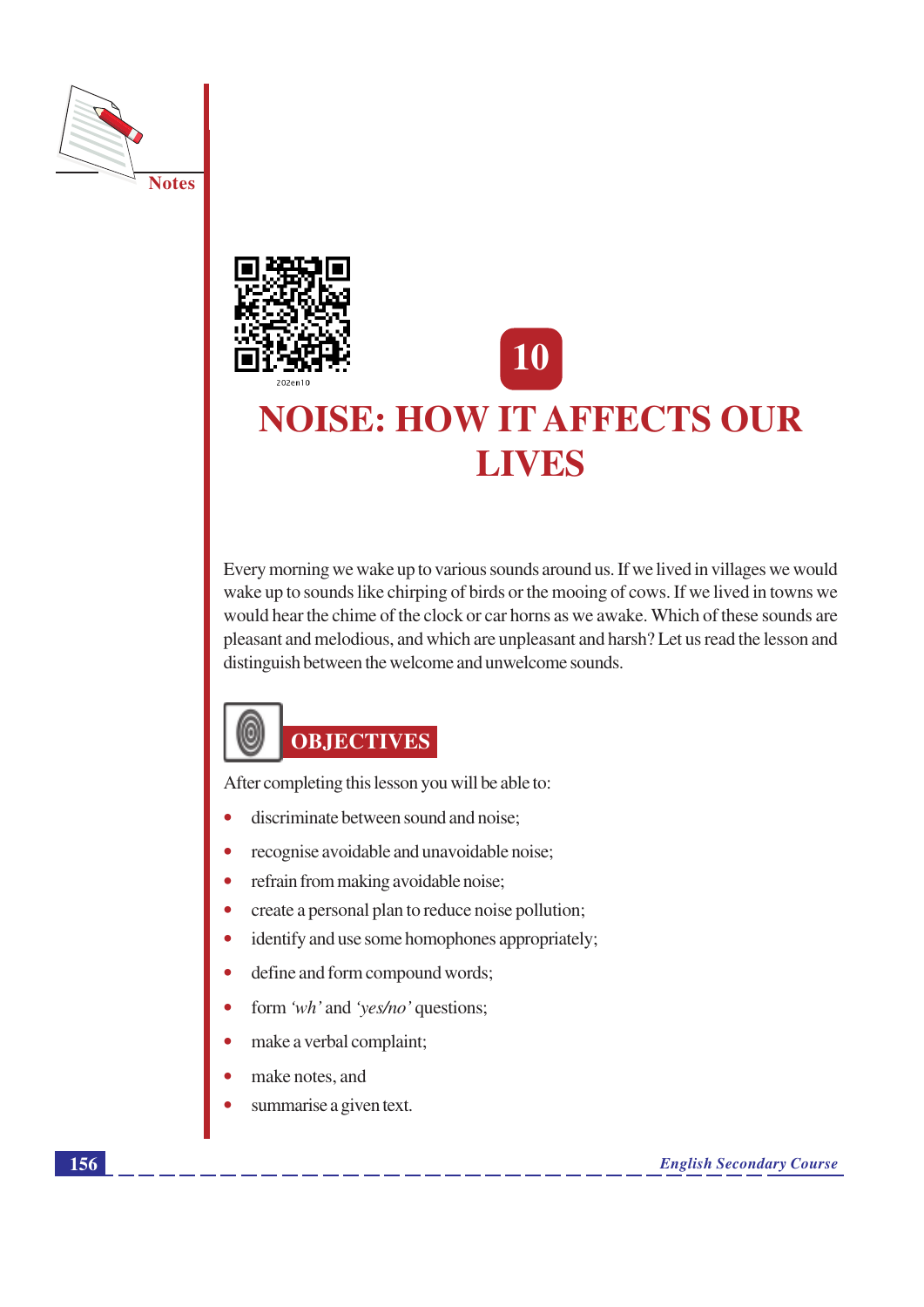# 10

# NOISE: HOW IT AFFECTS OUR LIVES

Every morning we wake up to various sounds around us. If we lived in villages we would wake up to sounds like chirping of birds or the mooing of cows. If we lived in towns we would hear the chime of the clock or car horns as we awake. Which of these sounds are pleasant and melodious, and which are unpleasant and harsh? Let us read the lesson and distinguish between the welcome and unwelcome sounds.

## OBJECTIVES

After completing this lesson you will be able to:

- discriminate between sound and noise;
- recognise avoidable and unavoidable noise;
- refrain from making avoidable noise;
- create a personal plan to reduce noise pollution;
- identify and use some homophones appropriately;
- define and form compound words;
- form *'wh'* and *'yes/no'* questions;
- make a verbal complaint;
- make notes, and
- summarise a given text.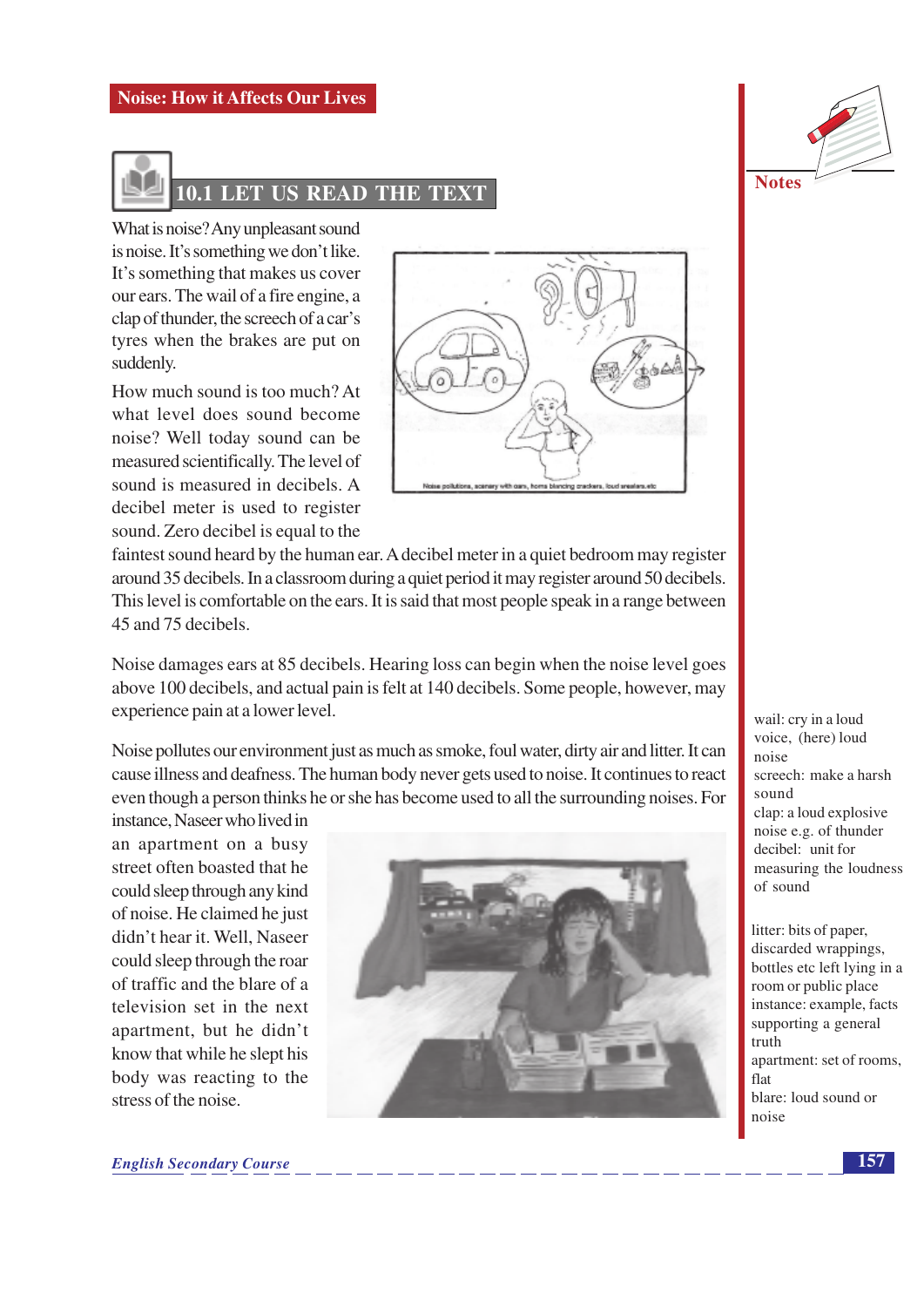## 10.1 LET US READ THE TEXT

What is noise? Any unpleasant sound is noise. It's something we don't like. It's something that makes us cover our ears. The wail of a fire engine, a clap of thunder, the screech of a car's tyres when the brakes are put on suddenly.

How much sound is too much? At what level does sound become noise? Well today sound can be measured scientifically. The level of sound is measured in decibels. A decibel meter is used to register sound. Zero decibel is equal to the faintest sound heard by the human ear. A decibel meter in a quiet bedroom may register around 35 decibels. In a classroom during a quiet period it may register around 50 decibels. This level is comfortable on the ears. It is said that most people speak in a range between 45 and 75 decibels.

Noise pollutions, scenery with cars, horns blaring crackers, loud speakers etc

Noise damages ears at 85 decibels. Hearing loss can begin when the noise level goes above 100 decibels, and actual pain is felt at 140 decibels. Some people, however, may experience pain at a lower level.

Noise pollutes our environment just as much as smoke, foul water, dirty air and litter. It can cause illness and deafness. The human body never gets used to noise. It continues to react even though a person thinks he or she has become used to all the surrounding noises. For instance, Naseer who lived in an apartment on a busy street often boasted that he could sleep through any kind of noise. He claimed he just didn't hear it. Well, Naseer could sleep through the roar of traffic and the blare of a television set in the next apartment, but he didn't know that while he slept his body was reacting to the stress of the noise.

**Notes**

wail: cry in a loud voice, (here) loud noise

screech: make a harsh sound

clap: a loud explosive noise e.g. of thunder

decibel: unit for measuring the loudness of sound

litter: bits of paper, discarded wrappings, bottles etc left lying in a room or public place

instance: example, facts supporting a general truth

apartment: set of rooms, flat

blare: loud sound or noise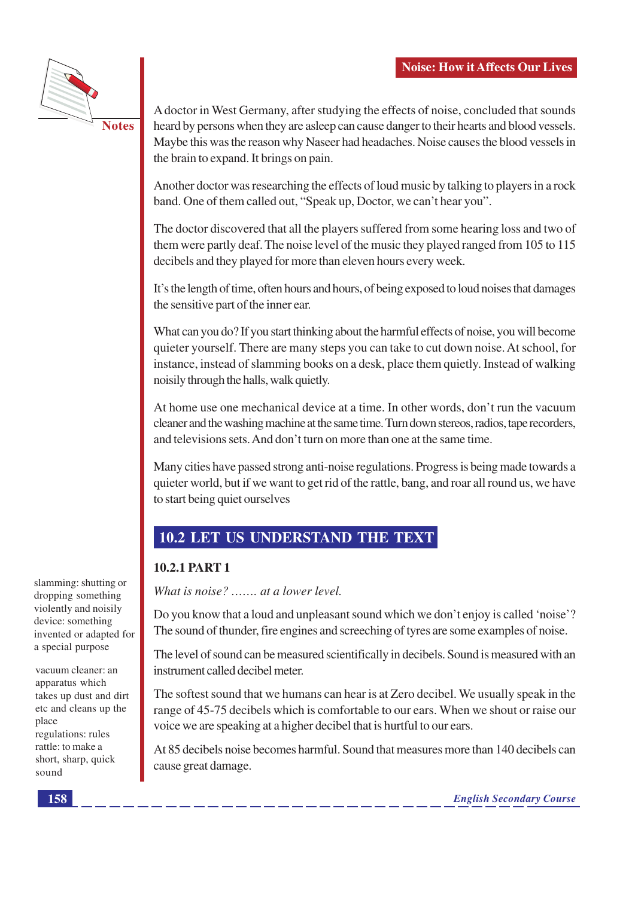A doctor in West Germany, after studying the effects of noise, concluded that sounds heard by persons when they are asleep can cause danger to their hearts and blood vessels. Maybe this was the reason why Naseer had headaches. Noise causes the blood vessels in the brain to expand. It brings on pain.

Another doctor was researching the effects of loud music by talking to players in a rock band. One of them called out, "Speak up, Doctor, we can't hear you".

The doctor discovered that all the players suffered from some hearing loss and two of them were partly deaf. The noise level of the music they played ranged from 105 to 115 decibels and they played for more than eleven hours every week.

It's the length of time, often hours and hours, of being exposed to loud noises that damages the sensitive part of the inner ear.

What can you do? If you start thinking about the harmful effects of noise, you will become quieter yourself. There are many steps you can take to cut down noise. At school, for instance, instead of slamming books on a desk, place them quietly. Instead of walking noisily through the halls, walk quietly.

At home use one mechanical device at a time. In other words, don't run the vacuum cleaner and the washing machine at the same time. Turn down stereos, radios, tape recorders, and televisions sets. And don't turn on more than one at the same time.

Many cities have passed strong anti-noise regulations. Progress is being made towards a quieter world, but if we want to get rid of the rattle, bang, and roar all round us, we have to start being quiet ourselves

slamming: shutting or dropping something violently and noisily
device: something invented or adapted for a special purpose

vacuum cleaner: an apparatus which takes up dust and dirt etc and cleans up the place
regulations: rules
rattle: to make a short, sharp, quick sound

## 10.2 LET US UNDERSTAND THE TEXT

### 10.2.1 PART 1

*What is noise? ....... at a lower level.*

Do you know that a loud and unpleasant sound which we don't enjoy is called 'noise'? The sound of thunder, fire engines and screeching of tyres are some examples of noise.

The level of sound can be measured scientifically in decibels. Sound is measured with an instrument called decibel meter.

The softest sound that we humans can hear is at Zero decibel. We usually speak in the range of 45-75 decibels which is comfortable to our ears. When we shout or raise our voice we are speaking at a higher decibel that is hurtful to our ears.

At 85 decibels noise becomes harmful. Sound that measures more than 140 decibels can cause great damage.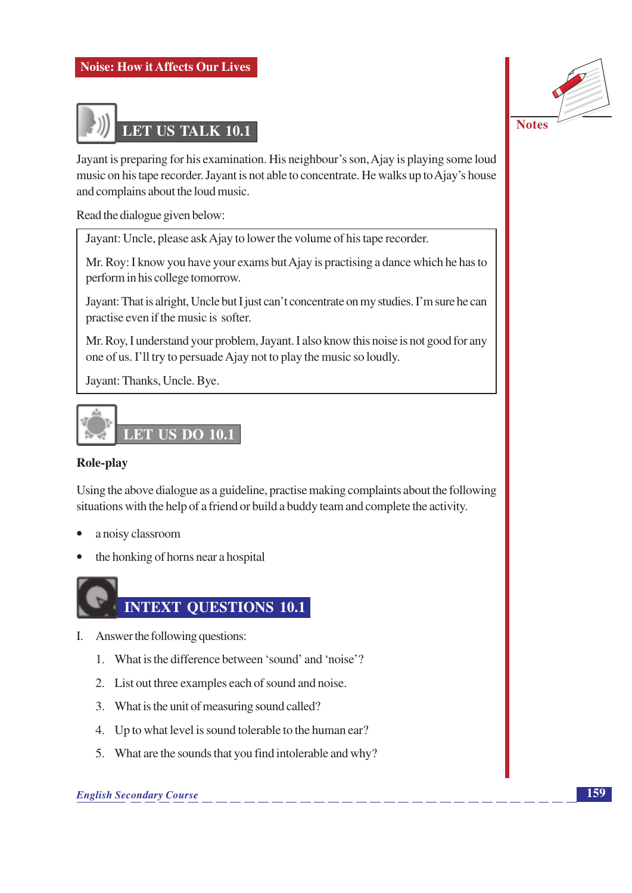## LET US TALK 10.1

Jayant is preparing for his examination. His neighbour's son, Ajay is playing some loud music on his tape recorder. Jayant is not able to concentrate. He walks up to Ajay's house and complains about the loud music.

Read the dialogue given below:

> Jayant: Uncle, please ask Ajay to lower the volume of his tape recorder.
>
> Mr. Roy: I know you have your exams but Ajay is practising a dance which he has to perform in his college tomorrow.
>
> Jayant: That is alright, Uncle but I just can't concentrate on my studies. I'm sure he can practise even if the music is softer.
>
> Mr. Roy, I understand your problem, Jayant. I also know this noise is not good for any one of us. I'll try to persuade Ajay not to play the music so loudly.
>
> Jayant: Thanks, Uncle. Bye.

## LET US DO 10.1

**Role-play**

Using the above dialogue as a guideline, practise making complaints about the following situations with the help of a friend or build a buddy team and complete the activity.

- a noisy classroom
- the honking of horns near a hospital

## INTEXT QUESTIONS 10.1

I. Answer the following questions:

1. What is the difference between 'sound' and 'noise'?
2. List out three examples each of sound and noise.
3. What is the unit of measuring sound called?
4. Up to what level is sound tolerable to the human ear?
5. What are the sounds that you find intolerable and why?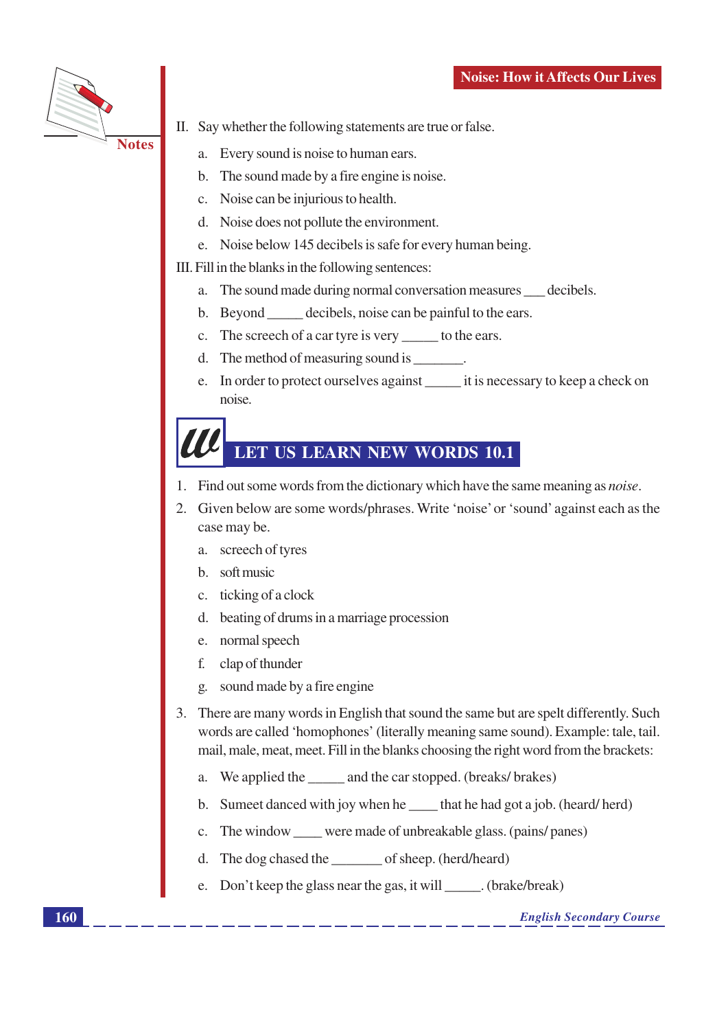II. Say whether the following statements are true or false.

a. Every sound is noise to human ears.

b. The sound made by a fire engine is noise.

c. Noise can be injurious to health.

d. Noise does not pollute the environment.

e. Noise below 145 decibels is safe for every human being.

III. Fill in the blanks in the following sentences:

a. The sound made during normal conversation measures ___ decibels.

b. Beyond _____ decibels, noise can be painful to the ears.

c. The screech of a car tyre is very _____ to the ears.

d. The method of measuring sound is _______.

e. In order to protect ourselves against _____ it is necessary to keep a check on noise.

## LET US LEARN NEW WORDS 10.1

1. Find out some words from the dictionary which have the same meaning as *noise*.

2. Given below are some words/phrases. Write 'noise' or 'sound' against each as the case may be.

   a. screech of tyres
   b. soft music
   c. ticking of a clock
   d. beating of drums in a marriage procession
   e. normal speech
   f. clap of thunder
   g. sound made by a fire engine

3. There are many words in English that sound the same but are spelt differently. Such words are called 'homophones' (literally meaning same sound). Example: tale, tail. mail, male, meat, meet. Fill in the blanks choosing the right word from the brackets:

   a. We applied the _____ and the car stopped. (breaks/ brakes)
   b. Sumeet danced with joy when he ____ that he had got a job. (heard/ herd)
   c. The window ____ were made of unbreakable glass. (pains/ panes)
   d. The dog chased the _______ of sheep. (herd/heard)
   e. Don't keep the glass near the gas, it will _____. (brake/break)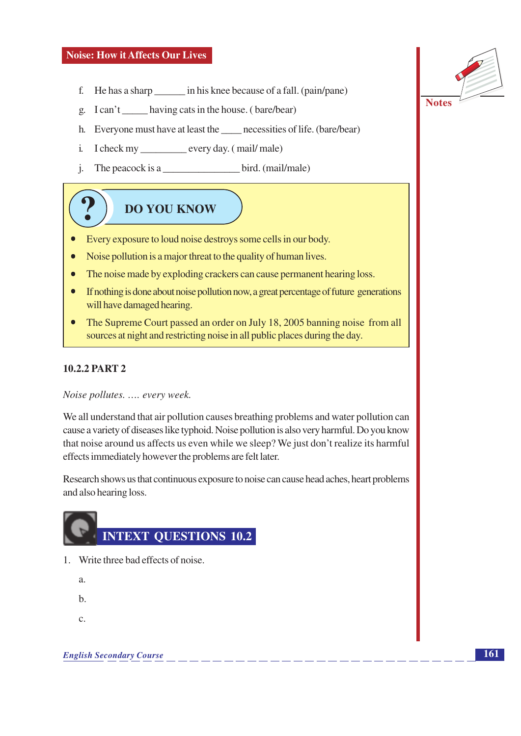f. He has a sharp ______ in his knee because of a fall. (pain/pane)

g. I can't _____ having cats in the house. ( bare/bear)

h. Everyone must have at least the ____ necessities of life. (bare/bear)

i. I check my _________ every day. ( mail/ male)

j. The peacock is a _______________ bird. (mail/male)

> **DO YOU KNOW**
>
> - Every exposure to loud noise destroys some cells in our body.
> - Noise pollution is a major threat to the quality of human lives.
> - The noise made by exploding crackers can cause permanent hearing loss.
> - If nothing is done about noise pollution now, a great percentage of future generations will have damaged hearing.
> - The Supreme Court passed an order on July 18, 2005 banning noise from all sources at night and restricting noise in all public places during the day.

### 10.2.2 PART 2

*Noise pollutes. …. every week.*

We all understand that air pollution causes breathing problems and water pollution can cause a variety of diseases like typhoid. Noise pollution is also very harmful. Do you know that noise around us affects us even while we sleep? We just don't realize its harmful effects immediately however the problems are felt later.

Research shows us that continuous exposure to noise can cause head aches, heart problems and also hearing loss.

## INTEXT QUESTIONS 10.2

1. Write three bad effects of noise.

   a.

   b.

   c.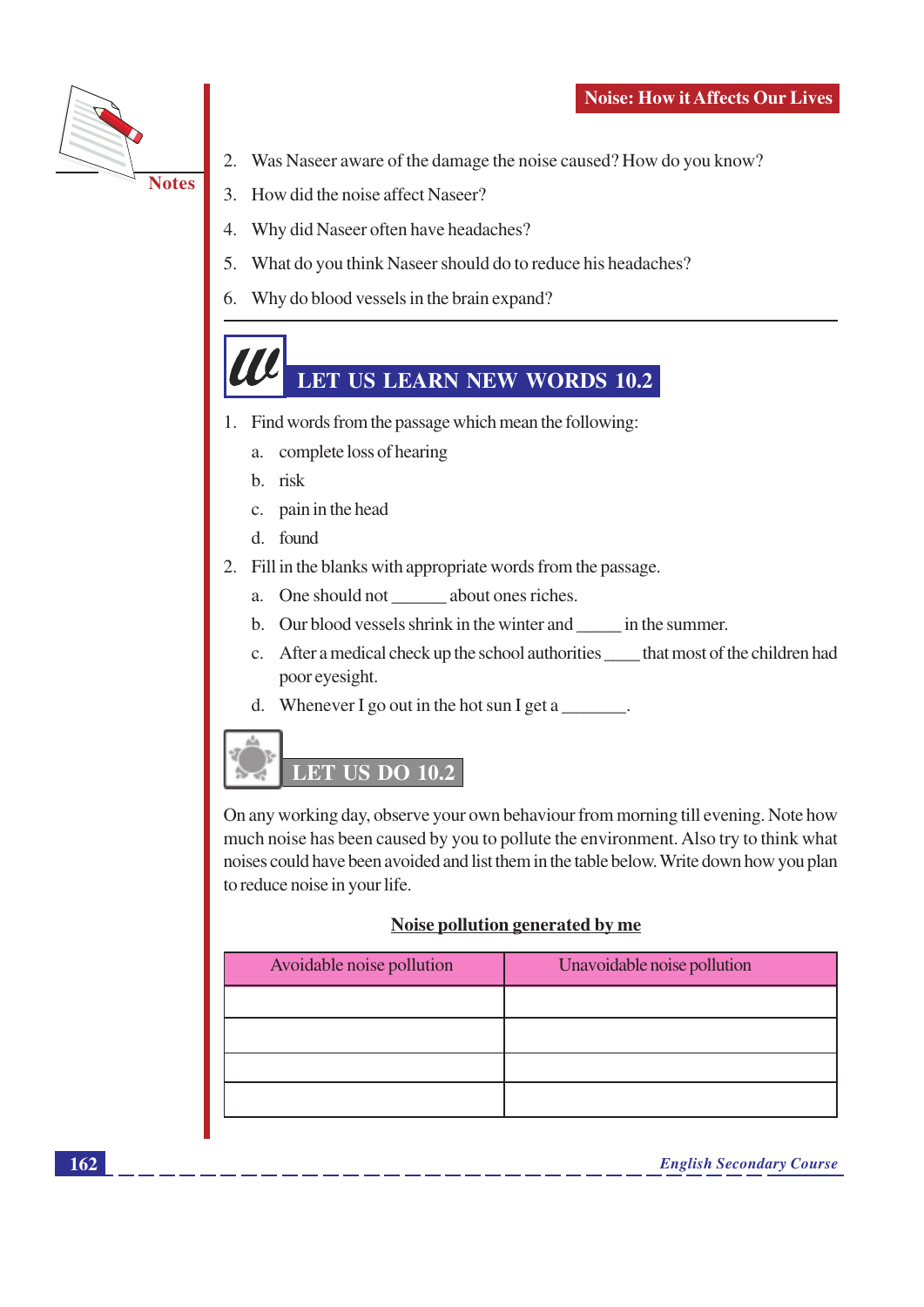2. Was Naseer aware of the damage the noise caused? How do you know?
3. How did the noise affect Naseer?
4. Why did Naseer often have headaches?
5. What do you think Naseer should do to reduce his headaches?
6. Why do blood vessels in the brain expand?

## LET US LEARN NEW WORDS 10.2

1. Find words from the passage which mean the following:
   a. complete loss of hearing
   b. risk
   c. pain in the head
   d. found
2. Fill in the blanks with appropriate words from the passage.
   a. One should not ______ about ones riches.
   b. Our blood vessels shrink in the winter and _____ in the summer.
   c. After a medical check up the school authorities ____ that most of the children had poor eyesight.
   d. Whenever I go out in the hot sun I get a _______.

## LET US DO 10.2

On any working day, observe your own behaviour from morning till evening. Note how much noise has been caused by you to pollute the environment. Also try to think what noises could have been avoided and list them in the table below. Write down how you plan to reduce noise in your life.

**Noise pollution generated by me**

| Avoidable noise pollution | Unavoidable noise pollution |
|---|---|
| | |
| | |
| | |
| | |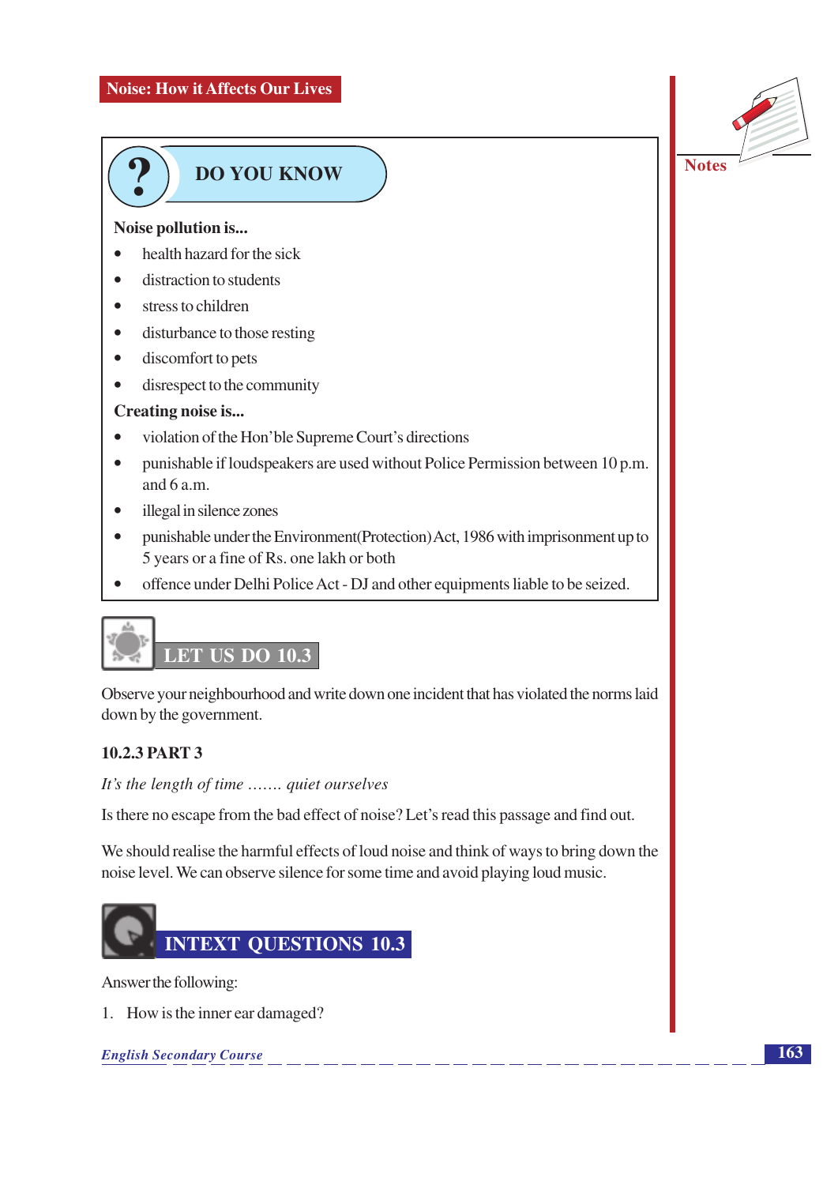## DO YOU KNOW

**Noise pollution is...**

- health hazard for the sick
- distraction to students
- stress to children
- disturbance to those resting
- discomfort to pets
- disrespect to the community

**Creating noise is...**

- violation of the Hon'ble Supreme Court's directions
- punishable if loudspeakers are used without Police Permission between 10 p.m. and 6 a.m.
- illegal in silence zones
- punishable under the Environment(Protection) Act, 1986 with imprisonment up to 5 years or a fine of Rs. one lakh or both
- offence under Delhi Police Act - DJ and other equipments liable to be seized.

## LET US DO 10.3

Observe your neighbourhood and write down one incident that has violated the norms laid down by the government.

### 10.2.3 PART 3

*It's the length of time ....... quiet ourselves*

Is there no escape from the bad effect of noise? Let's read this passage and find out.

We should realise the harmful effects of loud noise and think of ways to bring down the noise level. We can observe silence for some time and avoid playing loud music.

## INTEXT QUESTIONS 10.3

Answer the following:

1. How is the inner ear damaged?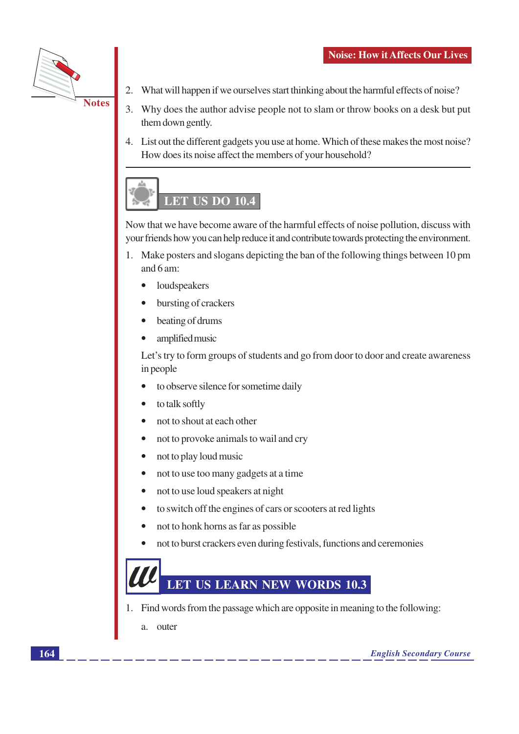2. What will happen if we ourselves start thinking about the harmful effects of noise?
3. Why does the author advise people not to slam or throw books on a desk but put them down gently.
4. List out the different gadgets you use at home. Which of these makes the most noise? How does its noise affect the members of your household?

## LET US DO 10.4

Now that we have become aware of the harmful effects of noise pollution, discuss with your friends how you can help reduce it and contribute towards protecting the environment.

1. Make posters and slogans depicting the ban of the following things between 10 pm and 6 am:
   - loudspeakers
   - bursting of crackers
   - beating of drums
   - amplified music

   Let's try to form groups of students and go from door to door and create awareness in people

   - to observe silence for sometime daily
   - to talk softly
   - not to shout at each other
   - not to provoke animals to wail and cry
   - not to play loud music
   - not to use too many gadgets at a time
   - not to use loud speakers at night
   - to switch off the engines of cars or scooters at red lights
   - not to honk horns as far as possible
   - not to burst crackers even during festivals, functions and ceremonies

## LET US LEARN NEW WORDS 10.3

1. Find words from the passage which are opposite in meaning to the following:

   a. outer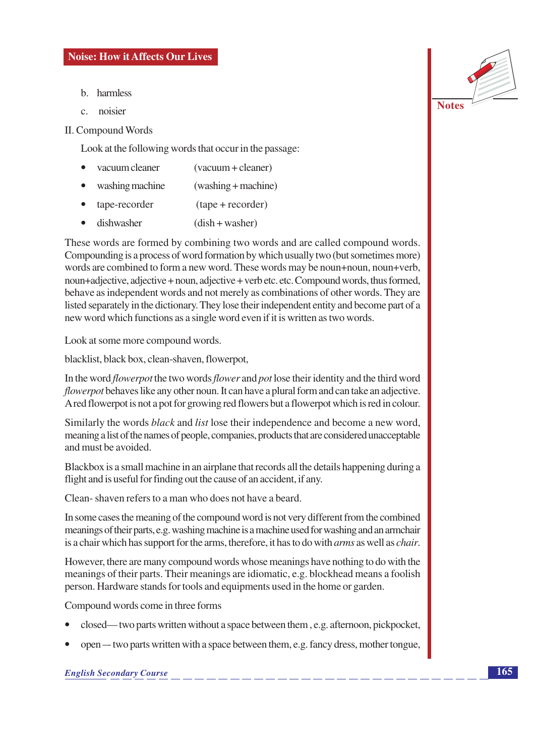b. harmless

c. noisier

II. Compound Words

Look at the following words that occur in the passage:

- vacuum cleaner (vacuum + cleaner)
- washing machine (washing + machine)
- tape-recorder (tape + recorder)
- dishwasher (dish + washer)

These words are formed by combining two words and are called compound words. Compounding is a process of word formation by which usually two (but sometimes more) words are combined to form a new word. These words may be noun+noun, noun+verb, noun+adjective, adjective + noun, adjective + verb etc. etc. Compound words, thus formed, behave as independent words and not merely as combinations of other words. They are listed separately in the dictionary. They lose their independent entity and become part of a new word which functions as a single word even if it is written as two words.

Look at some more compound words.

blacklist, black box, clean-shaven, flowerpot,

In the word *flowerpot* the two words *flower* and *pot* lose their identity and the third word *flowerpot* behaves like any other noun. It can have a plural form and can take an adjective. A red flowerpot is not a pot for growing red flowers but a flowerpot which is red in colour.

Similarly the words *black* and *list* lose their independence and become a new word, meaning a list of the names of people, companies, products that are considered unacceptable and must be avoided.

Blackbox is a small machine in an airplane that records all the details happening during a flight and is useful for finding out the cause of an accident, if any.

Clean- shaven refers to a man who does not have a beard.

In some cases the meaning of the compound word is not very different from the combined meanings of their parts, e.g. washing machine is a machine used for washing and an armchair is a chair which has support for the arms, therefore, it has to do with *arms* as well as *chair*.

However, there are many compound words whose meanings have nothing to do with the meanings of their parts. Their meanings are idiomatic, e.g. blockhead means a foolish person. Hardware stands for tools and equipments used in the home or garden.

Compound words come in three forms

- closed— two parts written without a space between them , e.g. afternoon, pickpocket,
- open — two parts written with a space between them, e.g. fancy dress, mother tongue,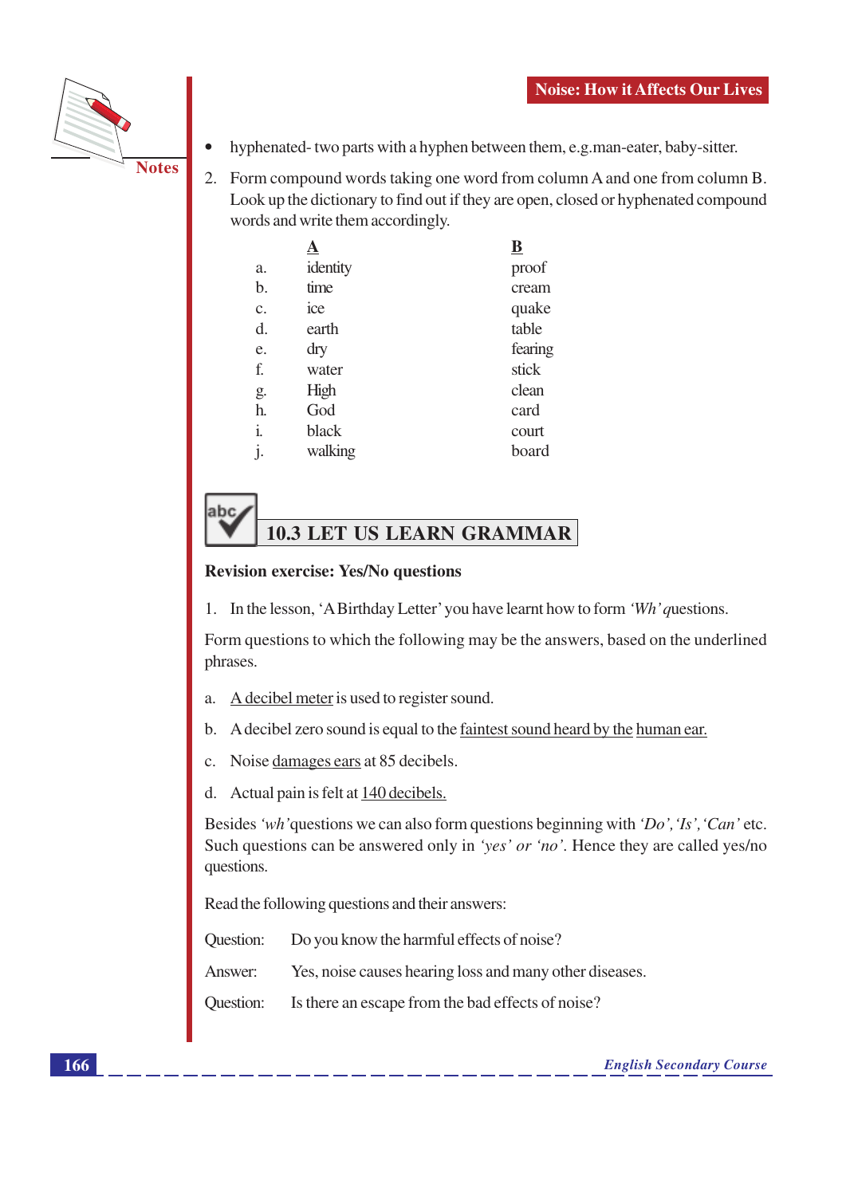- hyphenated- two parts with a hyphen between them, e.g.man-eater, baby-sitter.

2. Form compound words taking one word from column A and one from column B. Look up the dictionary to find out if they are open, closed or hyphenated compound words and write them accordingly.

| | A | B |
|---|---|---|
| a. | identity | proof |
| b. | time | cream |
| c. | ice | quake |
| d. | earth | table |
| e. | dry | fearing |
| f. | water | stick |
| g. | High | clean |
| h. | God | card |
| i. | black | court |
| j. | walking | board |

## 10.3 LET US LEARN GRAMMAR

**Revision exercise: Yes/No questions**

1. In the lesson, 'A Birthday Letter' you have learnt how to form *'Wh' q*uestions.

Form questions to which the following may be the answers, based on the underlined phrases.

a. A decibel meter is used to register sound.

b. A decibel zero sound is equal to the faintest sound heard by the human ear.

c. Noise damages ears at 85 decibels.

d. Actual pain is felt at 140 decibels.

Besides *'wh'*questions we can also form questions beginning with *'Do', 'Is', 'Can'* etc. Such questions can be answered only in *'yes' or 'no'*. Hence they are called yes/no questions.

Read the following questions and their answers:

Question: Do you know the harmful effects of noise?

Answer: Yes, noise causes hearing loss and many other diseases.

Question: Is there an escape from the bad effects of noise?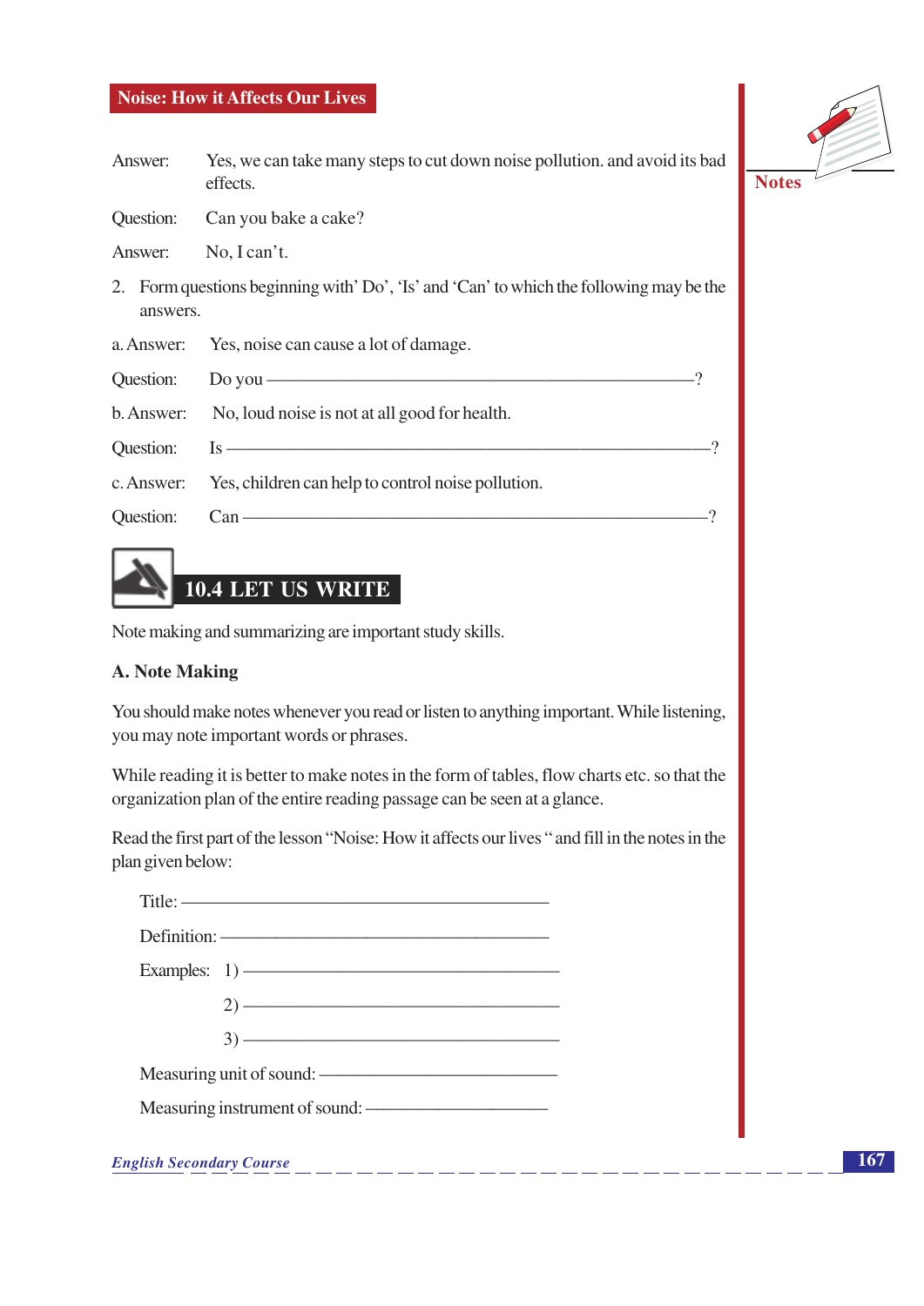Answer: Yes, we can take many steps to cut down noise pollution. and avoid its bad effects.

Question: Can you bake a cake?

Answer: No, I can't.

2. Form questions beginning with' Do', 'Is' and 'Can' to which the following may be the answers.

a. Answer: Yes, noise can cause a lot of damage.

Question: Do you ————————————————————?

b. Answer: No, loud noise is not at all good for health.

Question: Is ————————————————————?

c. Answer: Yes, children can help to control noise pollution.

Question: Can ————————————————————?

## 10.4 LET US WRITE

Note making and summarizing are important study skills.

### A. Note Making

You should make notes whenever you read or listen to anything important. While listening, you may note important words or phrases.

While reading it is better to make notes in the form of tables, flow charts etc. so that the organization plan of the entire reading passage can be seen at a glance.

Read the first part of the lesson "Noise: How it affects our lives " and fill in the notes in the plan given below:

Title: ————————————————

Definition: ————————————————

Examples: 1) ————————————————

2) ————————————————

3) ————————————————

Measuring unit of sound: ————————————

Measuring instrument of sound: ————————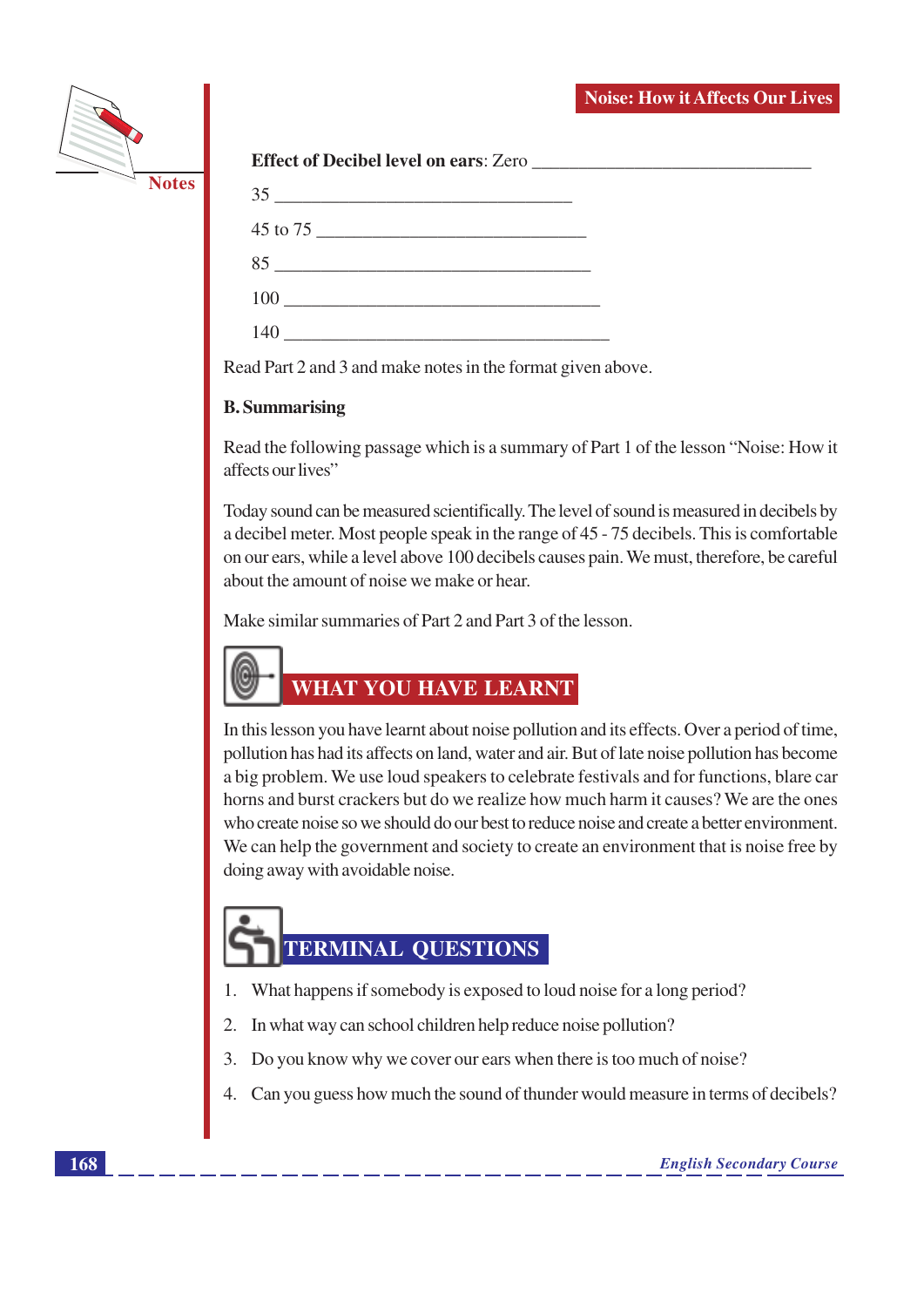**Effect of Decibel level on ears**: Zero ______________________________

35 ________________________________

45 to 75 _____________________________

85 __________________________________

100 __________________________________

140 ___________________________________

Read Part 2 and 3 and make notes in the format given above.

**B. Summarising**

Read the following passage which is a summary of Part 1 of the lesson "Noise: How it affects our lives"

Today sound can be measured scientifically. The level of sound is measured in decibels by a decibel meter. Most people speak in the range of 45 - 75 decibels. This is comfortable on our ears, while a level above 100 decibels causes pain. We must, therefore, be careful about the amount of noise we make or hear.

Make similar summaries of Part 2 and Part 3 of the lesson.

## WHAT YOU HAVE LEARNT

In this lesson you have learnt about noise pollution and its effects. Over a period of time, pollution has had its affects on land, water and air. But of late noise pollution has become a big problem. We use loud speakers to celebrate festivals and for functions, blare car horns and burst crackers but do we realize how much harm it causes? We are the ones who create noise so we should do our best to reduce noise and create a better environment. We can help the government and society to create an environment that is noise free by doing away with avoidable noise.

## TERMINAL QUESTIONS

1. What happens if somebody is exposed to loud noise for a long period?
2. In what way can school children help reduce noise pollution?
3. Do you know why we cover our ears when there is too much of noise?
4. Can you guess how much the sound of thunder would measure in terms of decibels?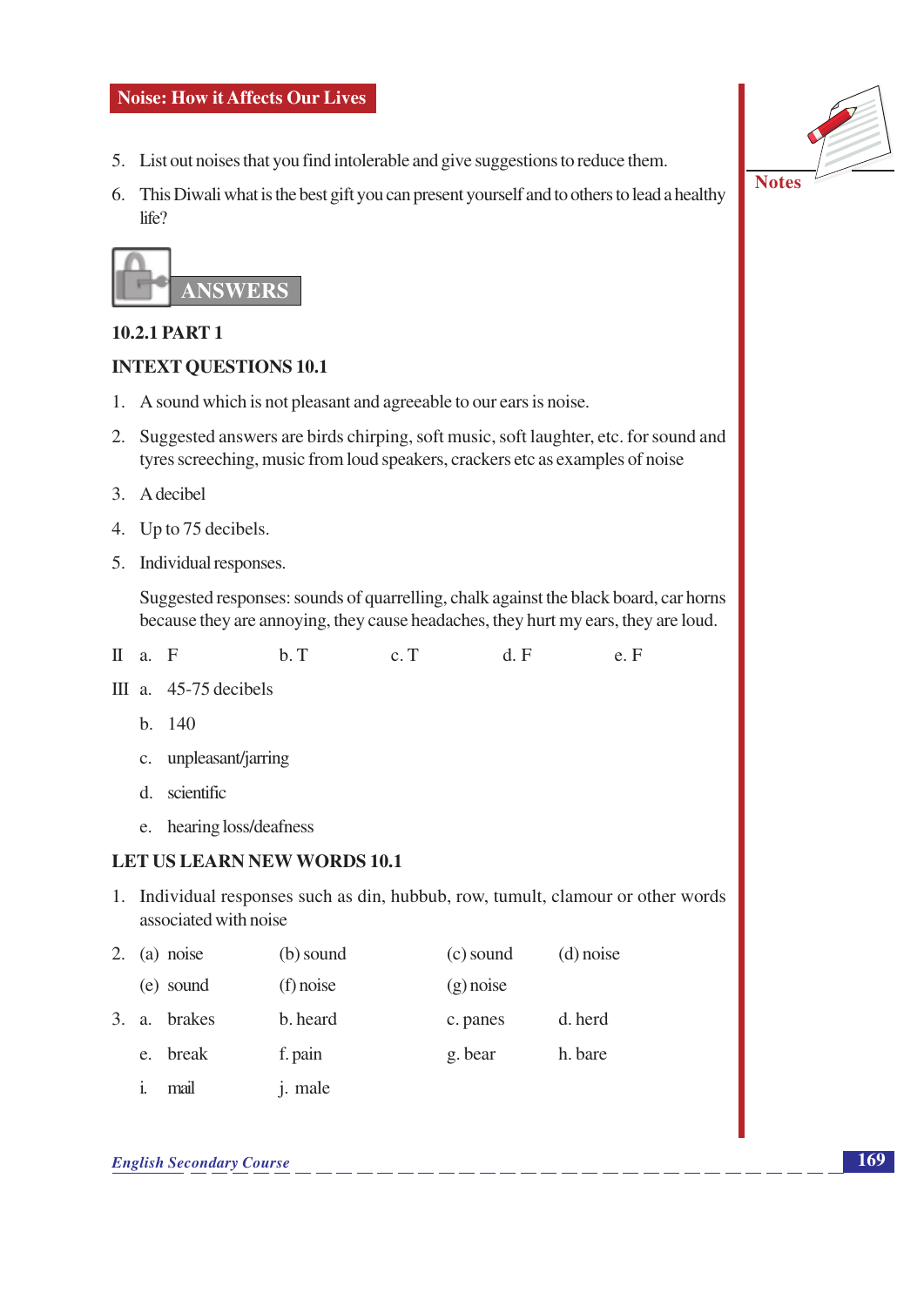5. List out noises that you find intolerable and give suggestions to reduce them.

6. This Diwali what is the best gift you can present yourself and to others to lead a healthy life?

## ANSWERS

### 10.2.1 PART 1

### INTEXT QUESTIONS 10.1

1. A sound which is not pleasant and agreeable to our ears is noise.

2. Suggested answers are birds chirping, soft music, soft laughter, etc. for sound and tyres screeching, music from loud speakers, crackers etc as examples of noise

3. A decibel

4. Up to 75 decibels.

5. Individual responses.

   Suggested responses: sounds of quarrelling, chalk against the black board, car horns because they are annoying, they cause headaches, they hurt my ears, they are loud.

II a. F  b. T  c. T  d. F  e. F

III a. 45-75 decibels

b. 140

c. unpleasant/jarring

d. scientific

e. hearing loss/deafness

### LET US LEARN NEW WORDS 10.1

1. Individual responses such as din, hubbub, row, tumult, clamour or other words associated with noise

2. (a) noise  (b) sound  (c) sound  (d) noise

   (e) sound  (f) noise  (g) noise

3. a. brakes  b. heard  c. panes  d. herd

   e. break  f. pain  g. bear  h. bare

   i. mail  j. male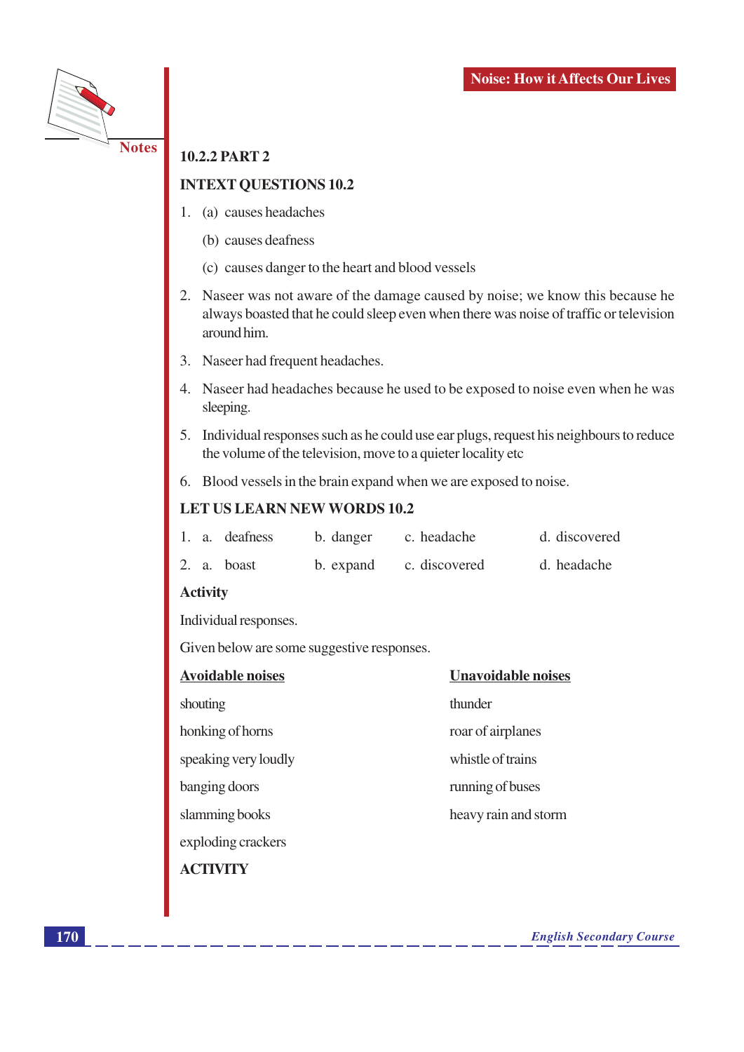### 10.2.2 PART 2

### INTEXT QUESTIONS 10.2

1. (a) causes headaches

   (b) causes deafness

   (c) causes danger to the heart and blood vessels

2. Naseer was not aware of the damage caused by noise; we know this because he always boasted that he could sleep even when there was noise of traffic or television around him.

3. Naseer had frequent headaches.

4. Naseer had headaches because he used to be exposed to noise even when he was sleeping.

5. Individual responses such as he could use ear plugs, request his neighbours to reduce the volume of the television, move to a quieter locality etc

6. Blood vessels in the brain expand when we are exposed to noise.

### LET US LEARN NEW WORDS 10.2

1. a. deafness b. danger c. headache d. discovered

2. a. boast b. expand c. discovered d. headache

**Activity**

Individual responses.

Given below are some suggestive responses.

| Avoidable noises | Unavoidable noises |
|---|---|
| shouting | thunder |
| honking of horns | roar of airplanes |
| speaking very loudly | whistle of trains |
| banging doors | running of buses |
| slamming books | heavy rain and storm |
| exploding crackers | |

**ACTIVITY**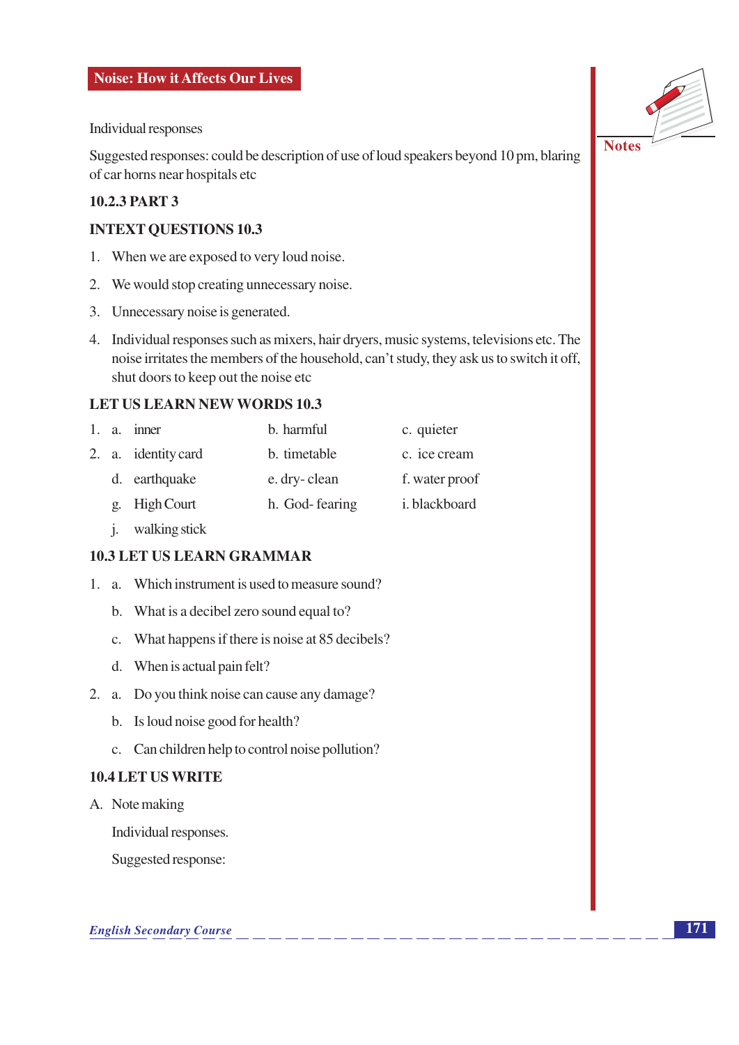Individual responses

Suggested responses: could be description of use of loud speakers beyond 10 pm, blaring of car horns near hospitals etc

**10.2.3 PART 3**

**INTEXT QUESTIONS 10.3**

1. When we are exposed to very loud noise.
2. We would stop creating unnecessary noise.
3. Unnecessary noise is generated.
4. Individual responses such as mixers, hair dryers, music systems, televisions etc. The noise irritates the members of the household, can't study, they ask us to switch it off, shut doors to keep out the noise etc

**LET US LEARN NEW WORDS 10.3**

1. a. inner b. harmful c. quieter
2. a. identity card b. timetable c. ice cream
   d. earthquake e. dry- clean f. water proof
   g. High Court h. God- fearing i. blackboard
   j. walking stick

**10.3 LET US LEARN GRAMMAR**

1. a. Which instrument is used to measure sound?
   b. What is a decibel zero sound equal to?
   c. What happens if there is noise at 85 decibels?
   d. When is actual pain felt?
2. a. Do you think noise can cause any damage?
   b. Is loud noise good for health?
   c. Can children help to control noise pollution?

**10.4 LET US WRITE**

A. Note making

Individual responses.

Suggested response: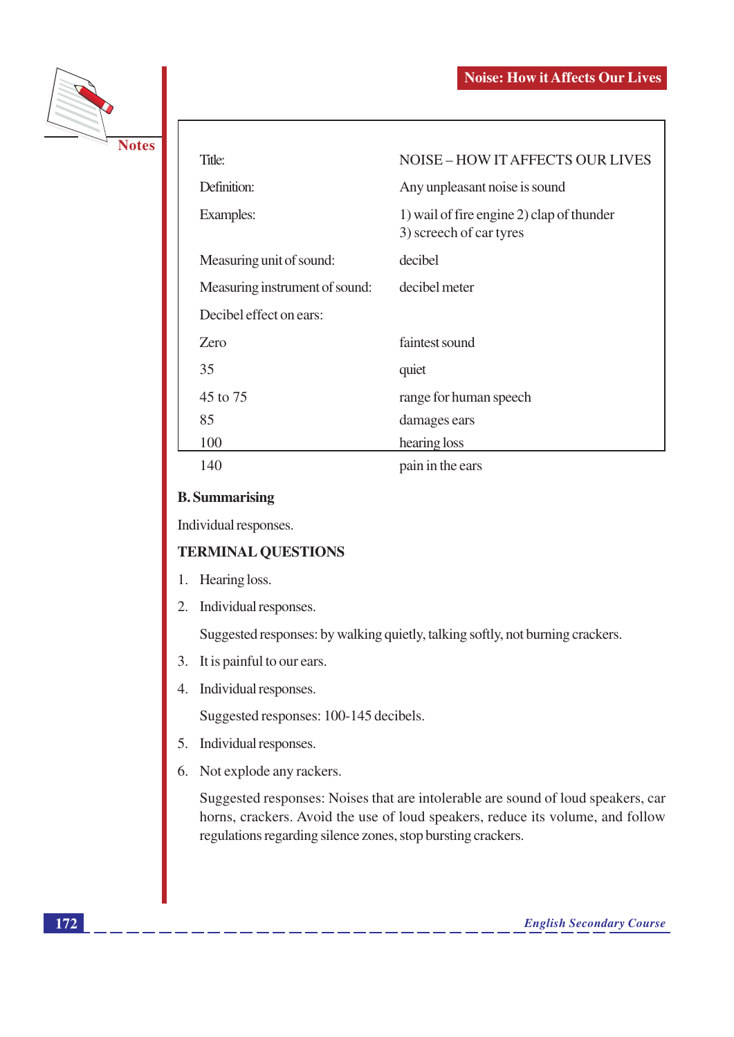| | |
|---|---|
| Title: | NOISE – HOW IT AFFECTS OUR LIVES |
| Definition: | Any unpleasant noise is sound |
| Examples: | 1) wail of fire engine 2) clap of thunder 3) screech of car tyres |
| Measuring unit of sound: | decibel |
| Measuring instrument of sound: | decibel meter |
| Decibel effect on ears: | |
| Zero | faintest sound |
| 35 | quiet |
| 45 to 75 | range for human speech |
| 85 | damages ears |
| 100 | hearing loss |
| 140 | pain in the ears |

**B. Summarising**

Individual responses.

**TERMINAL QUESTIONS**

1. Hearing loss.
2. Individual responses.

   Suggested responses: by walking quietly, talking softly, not burning crackers.
3. It is painful to our ears.
4. Individual responses.

   Suggested responses: 100-145 decibels.
5. Individual responses.
6. Not explode any rackers.

   Suggested responses: Noises that are intolerable are sound of loud speakers, car horns, crackers. Avoid the use of loud speakers, reduce its volume, and follow regulations regarding silence zones, stop bursting crackers.